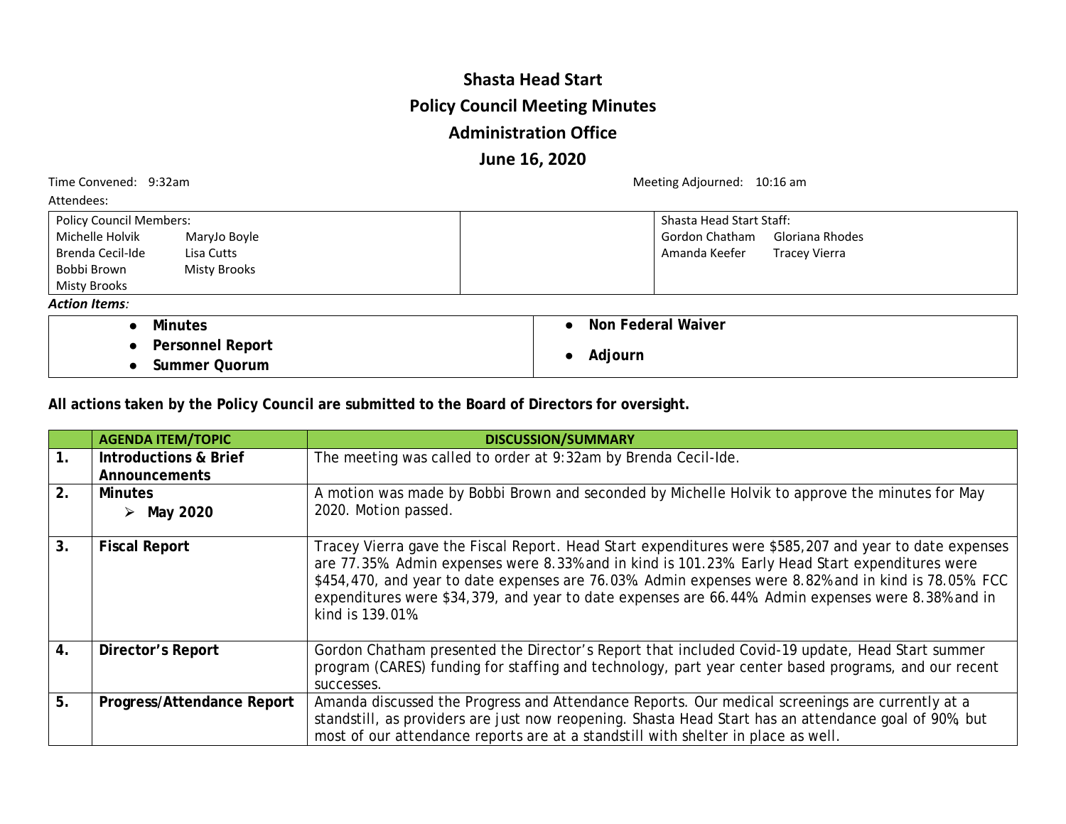# Shasta Head Start

## Policy Council Meeting Minutes

## Administration Office

## June 16, 2020

Time Convened: 9:32am

Meeting Adjourned: 10:16 am

Attendees:

| | | |
|---|---|---|
| Policy Council Members:<br>Michelle Holvik MaryJo Boyle<br>Brenda Cecil-Ide Lisa Cutts<br>Bobbi Brown Misty Brooks<br>Misty Brooks | | Shasta Head Start Staff:<br>Gordon Chatham Gloriana Rhodes<br>Amanda Keefer Tracey Vierra |

***Action Items:***

| | |
|---|---|
| • **Minutes**<br>• **Personnel Report**<br>• **Summer Quorum** | • **Non Federal Waiver**<br>• **Adjourn** |

**All actions taken by the Policy Council are submitted to the Board of Directors for oversight.**

| | AGENDA ITEM/TOPIC | DISCUSSION/SUMMARY |
|---|---|---|
| **1.** | **Introductions & Brief Announcements** | The meeting was called to order at 9:32am by Brenda Cecil-Ide. |
| **2.** | **Minutes**<br>➢ **May 2020** | A motion was made by Bobbi Brown and seconded by Michelle Holvik to approve the minutes for May 2020. Motion passed. |
| **3.** | **Fiscal Report** | Tracey Vierra gave the Fiscal Report. Head Start expenditures were $585,207 and year to date expenses are 77.35%. Admin expenses were 8.33% and in kind is 101.23%. Early Head Start expenditures were $454,470, and year to date expenses are 76.03%. Admin expenses were 8.82% and in kind is 78.05%. FCC expenditures were $34,379, and year to date expenses are 66.44%. Admin expenses were 8.38% and in kind is 139.01%. |
| **4.** | **Director's Report** | Gordon Chatham presented the Director's Report that included Covid-19 update, Head Start summer program (CARES) funding for staffing and technology, part year center based programs, and our recent successes. |
| **5.** | **Progress/Attendance Report** | Amanda discussed the Progress and Attendance Reports. Our medical screenings are currently at a standstill, as providers are just now reopening. Shasta Head Start has an attendance goal of 90%, but most of our attendance reports are at a standstill with shelter in place as well. |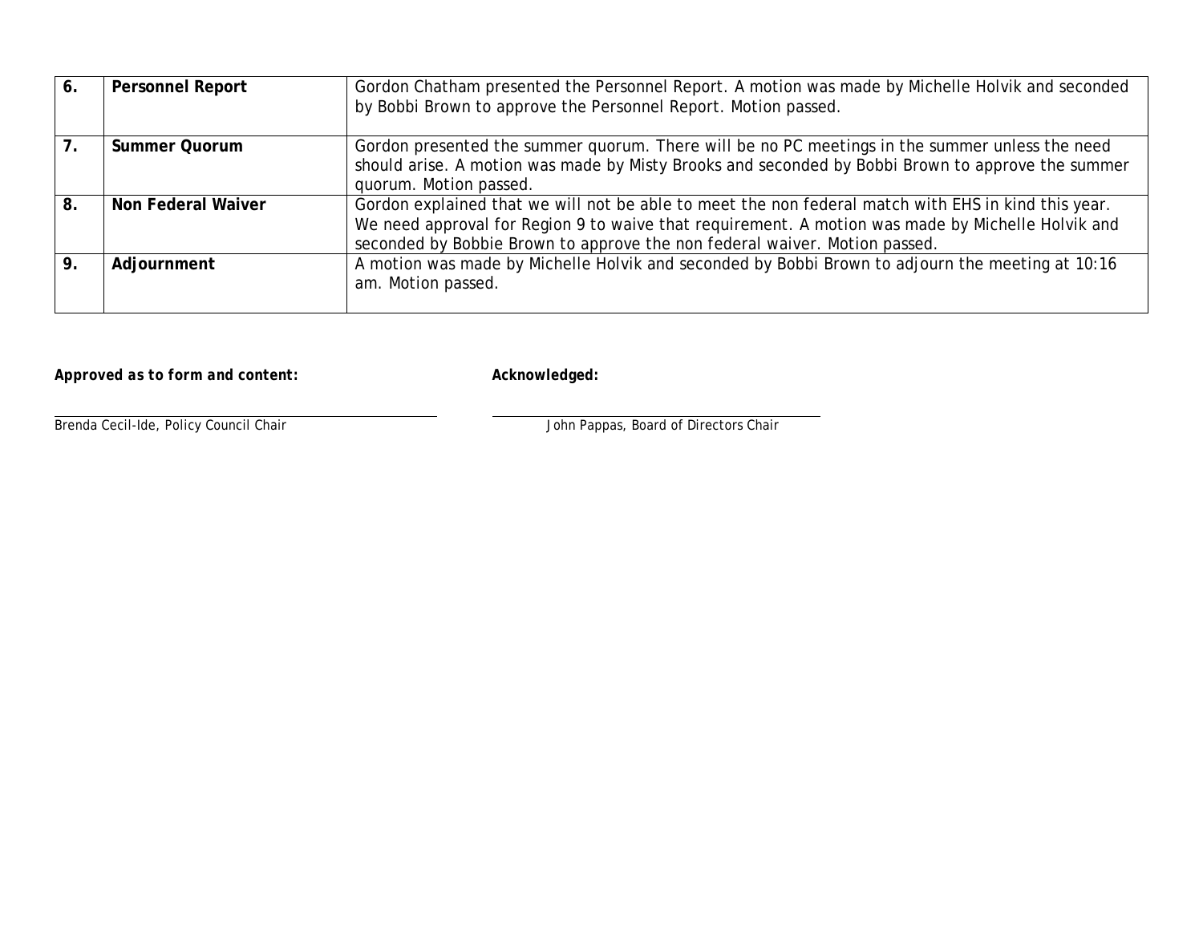| | | |
|---|---|---|
| 6. | **Personnel Report** | Gordon Chatham presented the Personnel Report. A motion was made by Michelle Holvik and seconded by Bobbi Brown to approve the Personnel Report. Motion passed. |
| 7. | **Summer Quorum** | Gordon presented the summer quorum. There will be no PC meetings in the summer unless the need should arise. A motion was made by Misty Brooks and seconded by Bobbi Brown to approve the summer quorum. Motion passed. |
| 8. | **Non Federal Waiver** | Gordon explained that we will not be able to meet the non federal match with EHS in kind this year. We need approval for Region 9 to waive that requirement. A motion was made by Michelle Holvik and seconded by Bobbie Brown to approve the non federal waiver. Motion passed. |
| 9. | **Adjournment** | A motion was made by Michelle Holvik and seconded by Bobbi Brown to adjourn the meeting at 10:16 am. Motion passed. |

***Approved as to form and content:***

Brenda Cecil-Ide, Policy Council Chair

***Acknowledged:***

John Pappas, Board of Directors Chair